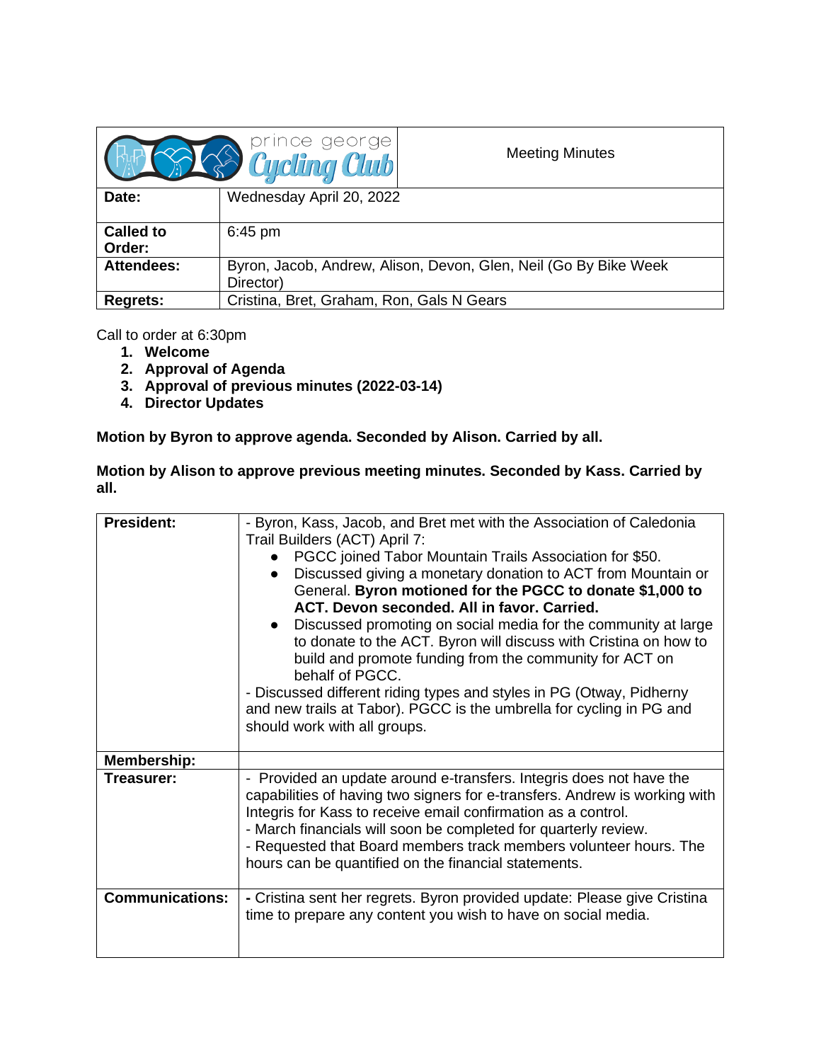| prince george Cycling Club | Meeting Minutes |
|---|---|

| | |
|---|---|
| **Date:** | Wednesday April 20, 2022 |
| **Called to Order:** | 6:45 pm |
| **Attendees:** | Byron, Jacob, Andrew, Alison, Devon, Glen, Neil (Go By Bike Week Director) |
| **Regrets:** | Cristina, Bret, Graham, Ron, Gals N Gears |

Call to order at 6:30pm

1. **Welcome**
2. **Approval of Agenda**
3. **Approval of previous minutes (2022-03-14)**
4. **Director Updates**

**Motion by Byron to approve agenda. Seconded by Alison. Carried by all.**

**Motion by Alison to approve previous meeting minutes. Seconded by Kass. Carried by all.**

| | |
|---|---|
| **President:** | - Byron, Kass, Jacob, and Bret met with the Association of Caledonia Trail Builders (ACT) April 7:<br>● PGCC joined Tabor Mountain Trails Association for $50.<br>● Discussed giving a monetary donation to ACT from Mountain or General. **Byron motioned for the PGCC to donate $1,000 to ACT. Devon seconded. All in favor. Carried.**<br>● Discussed promoting on social media for the community at large to donate to the ACT. Byron will discuss with Cristina on how to build and promote funding from the community for ACT on behalf of PGCC.<br>- Discussed different riding types and styles in PG (Otway, Pidherny and new trails at Tabor). PGCC is the umbrella for cycling in PG and should work with all groups. |
| **Membership:** | |
| **Treasurer:** | - Provided an update around e-transfers. Integris does not have the capabilities of having two signers for e-transfers. Andrew is working with Integris for Kass to receive email confirmation as a control.<br>- March financials will soon be completed for quarterly review.<br>- Requested that Board members track members volunteer hours. The hours can be quantified on the financial statements. |
| **Communications:** | **-** Cristina sent her regrets. Byron provided update: Please give Cristina time to prepare any content you wish to have on social media. |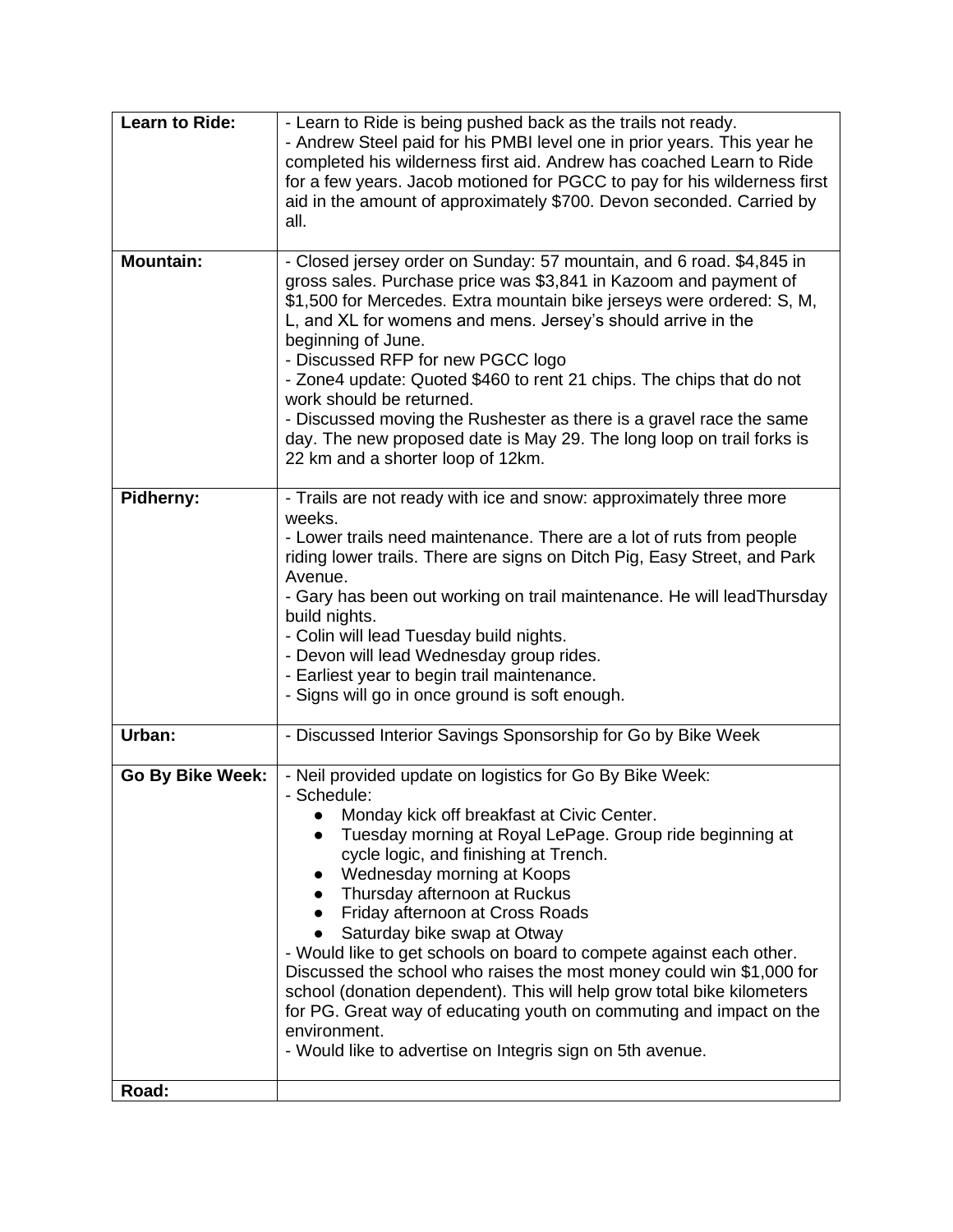| **Learn to Ride:** | - Learn to Ride is being pushed back as the trails not ready.<br>- Andrew Steel paid for his PMBI level one in prior years. This year he completed his wilderness first aid. Andrew has coached Learn to Ride for a few years. Jacob motioned for PGCC to pay for his wilderness first aid in the amount of approximately $700. Devon seconded. Carried by all. |
|---|---|
| **Mountain:** | - Closed jersey order on Sunday: 57 mountain, and 6 road. $4,845 in gross sales. Purchase price was $3,841 in Kazoom and payment of $1,500 for Mercedes. Extra mountain bike jerseys were ordered: S, M, L, and XL for womens and mens. Jersey's should arrive in the beginning of June.<br>- Discussed RFP for new PGCC logo<br>- Zone4 update: Quoted $460 to rent 21 chips. The chips that do not work should be returned.<br>- Discussed moving the Rushester as there is a gravel race the same day. The new proposed date is May 29. The long loop on trail forks is 22 km and a shorter loop of 12km. |
| **Pidherny:** | - Trails are not ready with ice and snow: approximately three more weeks.<br>- Lower trails need maintenance. There are a lot of ruts from people riding lower trails. There are signs on Ditch Pig, Easy Street, and Park Avenue.<br>- Gary has been out working on trail maintenance. He will leadThursday build nights.<br>- Colin will lead Tuesday build nights.<br>- Devon will lead Wednesday group rides.<br>- Earliest year to begin trail maintenance.<br>- Signs will go in once ground is soft enough. |
| **Urban:** | - Discussed Interior Savings Sponsorship for Go by Bike Week |
| **Go By Bike Week:** | - Neil provided update on logistics for Go By Bike Week:<br>- Schedule:<br>• Monday kick off breakfast at Civic Center.<br>• Tuesday morning at Royal LePage. Group ride beginning at cycle logic, and finishing at Trench.<br>• Wednesday morning at Koops<br>• Thursday afternoon at Ruckus<br>• Friday afternoon at Cross Roads<br>• Saturday bike swap at Otway<br>- Would like to get schools on board to compete against each other. Discussed the school who raises the most money could win $1,000 for school (donation dependent). This will help grow total bike kilometers for PG. Great way of educating youth on commuting and impact on the environment.<br>- Would like to advertise on Integris sign on 5th avenue. |
| **Road:** | |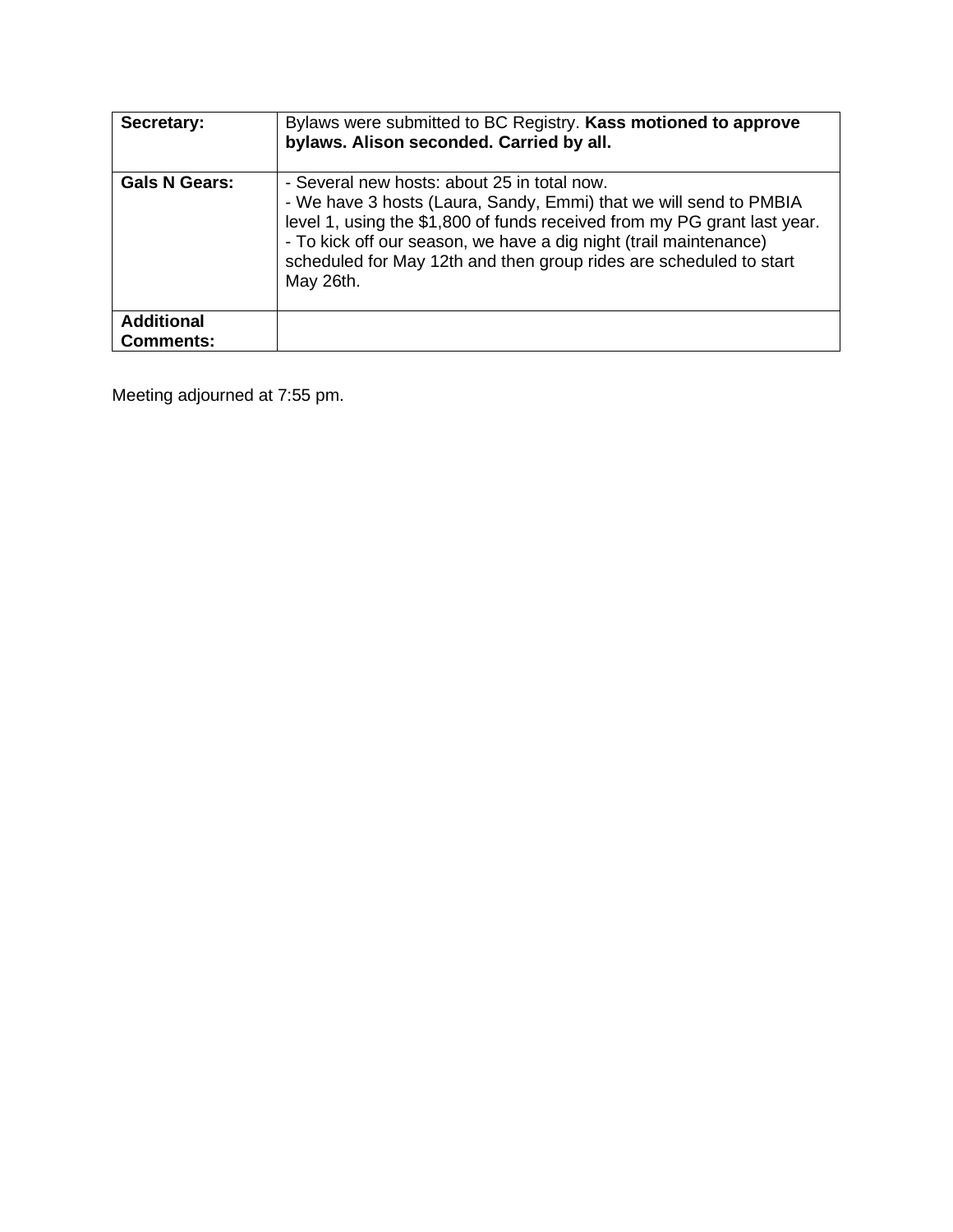| | |
|---|---|
| **Secretary:** | Bylaws were submitted to BC Registry. **Kass motioned to approve bylaws. Alison seconded. Carried by all.** |
| **Gals N Gears:** | - Several new hosts: about 25 in total now.<br>- We have 3 hosts (Laura, Sandy, Emmi) that we will send to PMBIA level 1, using the $1,800 of funds received from my PG grant last year.<br>- To kick off our season, we have a dig night (trail maintenance) scheduled for May 12th and then group rides are scheduled to start May 26th. |
| **Additional Comments:** | |

Meeting adjourned at 7:55 pm.